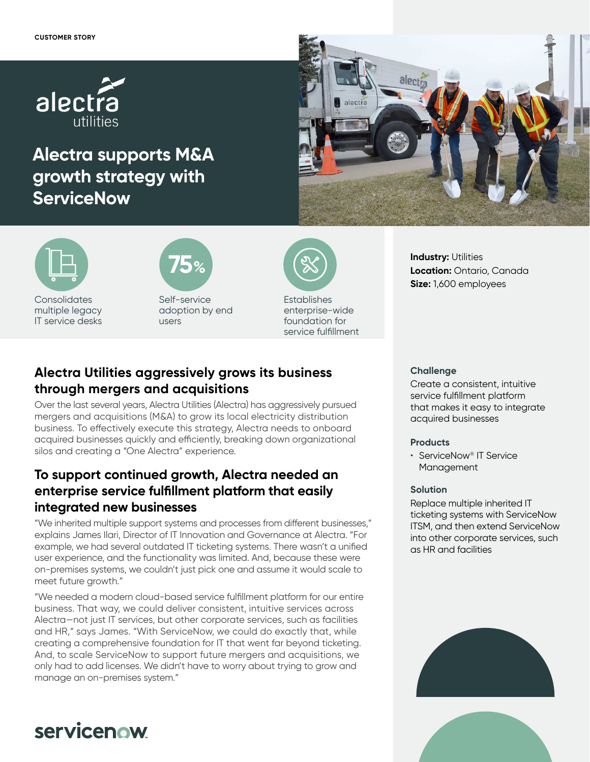CUSTOMER STORY

alectra utilities

# Alectra supports M&A growth strategy with ServiceNow

Consolidates multiple legacy IT service desks

**75%** Self-service adoption by end users

Establishes enterprise-wide foundation for service fulfillment

**Industry:** Utilities
**Location:** Ontario, Canada
**Size:** 1,600 employees

## Alectra Utilities aggressively grows its business through mergers and acquisitions

Over the last several years, Alectra Utilities (Alectra) has aggressively pursued mergers and acquisitions (M&A) to grow its local electricity distribution business. To effectively execute this strategy, Alectra needs to onboard acquired businesses quickly and efficiently, breaking down organizational silos and creating a "One Alectra" experience.

## To support continued growth, Alectra needed an enterprise service fulfillment platform that easily integrated new businesses

"We inherited multiple support systems and processes from different businesses," explains James Ilari, Director of IT Innovation and Governance at Alectra. "For example, we had several outdated IT ticketing systems. There wasn't a unified user experience, and the functionality was limited. And, because these were on-premises systems, we couldn't just pick one and assume it would scale to meet future growth."

"We needed a modern cloud-based service fulfillment platform for our entire business. That way, we could deliver consistent, intuitive services across Alectra—not just IT services, but other corporate services, such as facilities and HR," says James. "With ServiceNow, we could do exactly that, while creating a comprehensive foundation for IT that went far beyond ticketing. And, to scale ServiceNow to support future mergers and acquisitions, we only had to add licenses. We didn't have to worry about trying to grow and manage an on-premises system."

### Challenge

Create a consistent, intuitive service fulfillment platform that makes it easy to integrate acquired businesses

### Products

- ServiceNow® IT Service Management

### Solution

Replace multiple inherited IT ticketing systems with ServiceNow ITSM, and then extend ServiceNow into other corporate services, such as HR and facilities

servicenow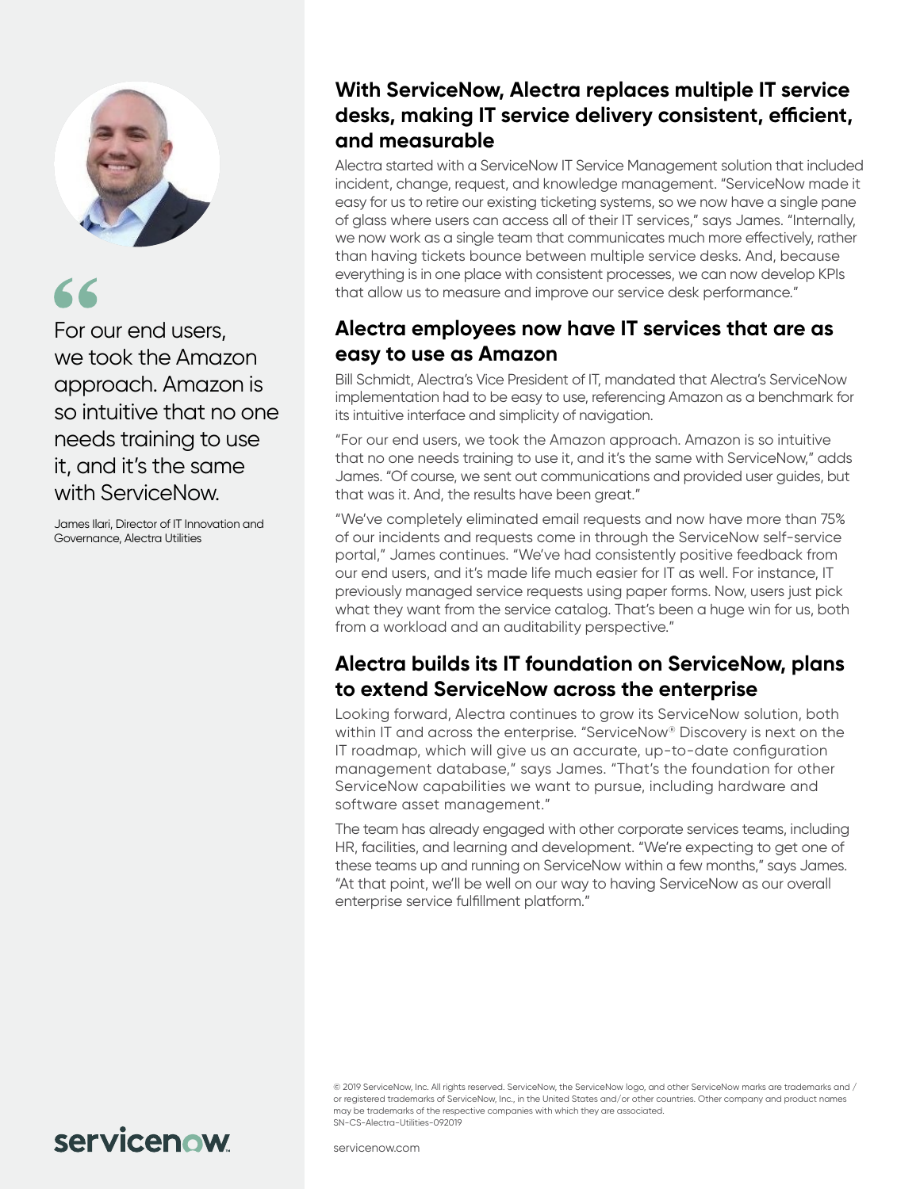> For our end users, we took the Amazon approach. Amazon is so intuitive that no one needs training to use it, and it's the same with ServiceNow.
>
> James Ilari, Director of IT Innovation and Governance, Alectra Utilities

## With ServiceNow, Alectra replaces multiple IT service desks, making IT service delivery consistent, efficient, and measurable

Alectra started with a ServiceNow IT Service Management solution that included incident, change, request, and knowledge management. "ServiceNow made it easy for us to retire our existing ticketing systems, so we now have a single pane of glass where users can access all of their IT services," says James. "Internally, we now work as a single team that communicates much more effectively, rather than having tickets bounce between multiple service desks. And, because everything is in one place with consistent processes, we can now develop KPIs that allow us to measure and improve our service desk performance."

## Alectra employees now have IT services that are as easy to use as Amazon

Bill Schmidt, Alectra's Vice President of IT, mandated that Alectra's ServiceNow implementation had to be easy to use, referencing Amazon as a benchmark for its intuitive interface and simplicity of navigation.

"For our end users, we took the Amazon approach. Amazon is so intuitive that no one needs training to use it, and it's the same with ServiceNow," adds James. "Of course, we sent out communications and provided user guides, but that was it. And, the results have been great."

"We've completely eliminated email requests and now have more than 75% of our incidents and requests come in through the ServiceNow self-service portal," James continues. "We've had consistently positive feedback from our end users, and it's made life much easier for IT as well. For instance, IT previously managed service requests using paper forms. Now, users just pick what they want from the service catalog. That's been a huge win for us, both from a workload and an auditability perspective."

## Alectra builds its IT foundation on ServiceNow, plans to extend ServiceNow across the enterprise

Looking forward, Alectra continues to grow its ServiceNow solution, both within IT and across the enterprise. "ServiceNow® Discovery is next on the IT roadmap, which will give us an accurate, up-to-date configuration management database," says James. "That's the foundation for other ServiceNow capabilities we want to pursue, including hardware and software asset management."

The team has already engaged with other corporate services teams, including HR, facilities, and learning and development. "We're expecting to get one of these teams up and running on ServiceNow within a few months," says James. "At that point, we'll be well on our way to having ServiceNow as our overall enterprise service fulfillment platform."

© 2019 ServiceNow, Inc. All rights reserved. ServiceNow, the ServiceNow logo, and other ServiceNow marks are trademarks and / or registered trademarks of ServiceNow, Inc., in the United States and/or other countries. Other company and product names may be trademarks of the respective companies with which they are associated.
SN-CS-Alectra-Utilities-092019

servicenow.com